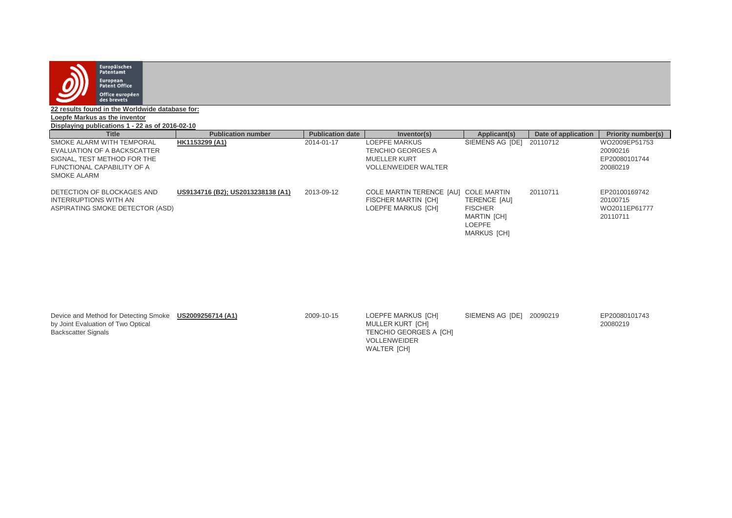Europäisches Patentamt
European Patent Office
Office européen des brevets

**22 results found in the Worldwide database for:**
**Loepfe Markus as the inventor**
**Displaying publications 1 - 22 as of 2016-02-10**

| Title | Publication number | Publication date | Inventor(s) | Applicant(s) | Date of application | Priority number(s) |
|---|---|---|---|---|---|---|
| SMOKE ALARM WITH TEMPORAL EVALUATION OF A BACKSCATTER SIGNAL, TEST METHOD FOR THE FUNCTIONAL CAPABILITY OF A SMOKE ALARM | **HK1153299 (A1)** | 2014-01-17 | LOEPFE MARKUS<br>TENCHIO GEORGES A<br>MUELLER KURT<br>VOLLENWEIDER WALTER | SIEMENS AG [DE] | 20110712 | WO2009EP51753 20090216<br>EP20080101744 20080219 |
| DETECTION OF BLOCKAGES AND INTERRUPTIONS WITH AN ASPIRATING SMOKE DETECTOR (ASD) | **US9134716 (B2); US2013238138 (A1)** | 2013-09-12 | COLE MARTIN TERENCE [AU]<br>FISCHER MARTIN [CH]<br>LOEPFE MARKUS [CH] | COLE MARTIN TERENCE [AU]<br>FISCHER MARTIN [CH]<br>LOEPFE MARKUS [CH] | 20110711 | EP20100169742 20100715<br>WO2011EP61777 20110711 |
| Device and Method for Detecting Smoke by Joint Evaluation of Two Optical Backscatter Signals | **US2009256714 (A1)** | 2009-10-15 | LOEPFE MARKUS [CH]<br>MULLER KURT [CH]<br>TENCHIO GEORGES A [CH]<br>VOLLENWEIDER WALTER [CH] | SIEMENS AG [DE] | 20090219 | EP20080101743 20080219 |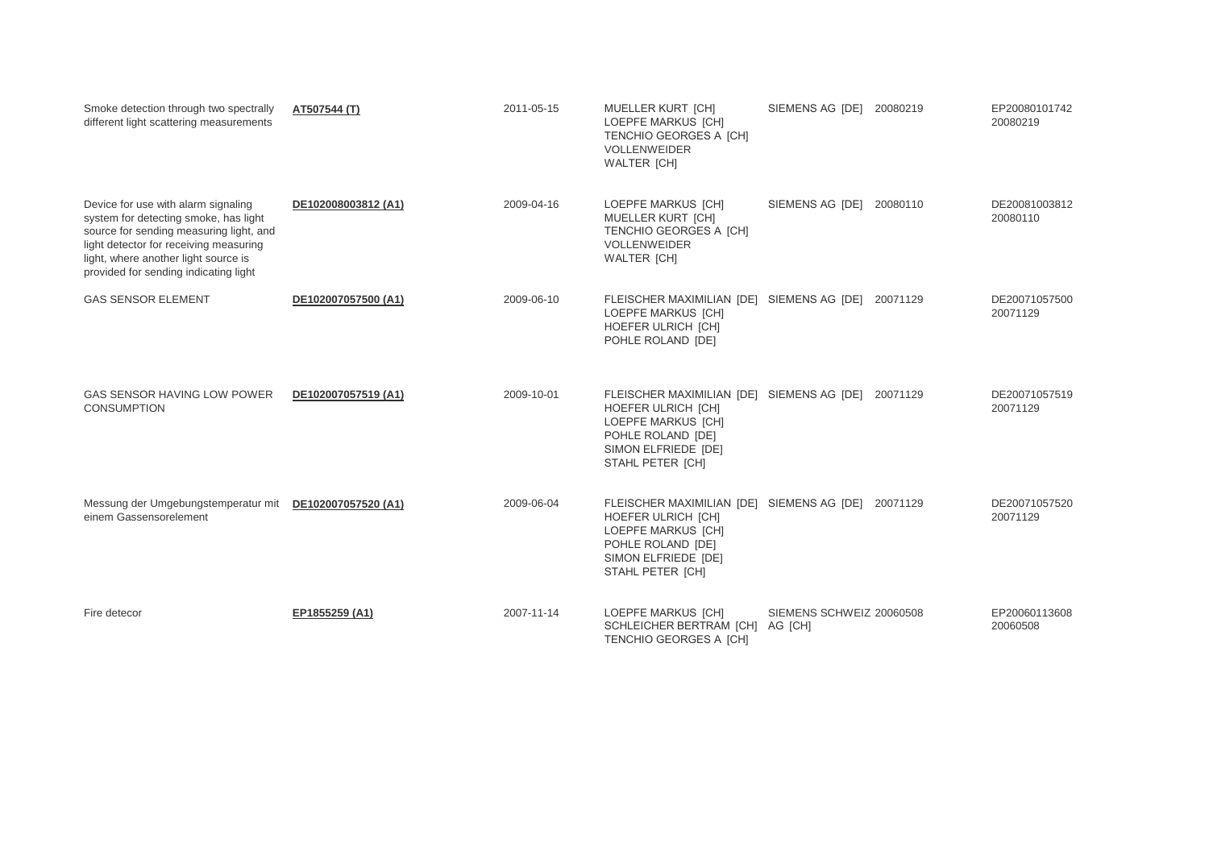| | | | | | | |
|---|---|---|---|---|---|---|
| Smoke detection through two spectrally different light scattering measurements | **AT507544 (T)** | 2011-05-15 | MUELLER KURT [CH]<br>LOEPFE MARKUS [CH]<br>TENCHIO GEORGES A [CH]<br>VOLLENWEIDER WALTER [CH] | SIEMENS AG [DE] | 20080219 | EP20080101742 20080219 |
| Device for use with alarm signaling system for detecting smoke, has light source for sending measuring light, and light detector for receiving measuring light, where another light source is provided for sending indicating light | **DE102008003812 (A1)** | 2009-04-16 | LOEPFE MARKUS [CH]<br>MUELLER KURT [CH]<br>TENCHIO GEORGES A [CH]<br>VOLLENWEIDER WALTER [CH] | SIEMENS AG [DE] | 20080110 | DE20081003812 20080110 |
| GAS SENSOR ELEMENT | **DE102007057500 (A1)** | 2009-06-10 | FLEISCHER MAXIMILIAN [DE]<br>LOEPFE MARKUS [CH]<br>HOEFER ULRICH [CH]<br>POHLE ROLAND [DE] | SIEMENS AG [DE] | 20071129 | DE20071057500 20071129 |
| GAS SENSOR HAVING LOW POWER CONSUMPTION | **DE102007057519 (A1)** | 2009-10-01 | FLEISCHER MAXIMILIAN [DE]<br>HOEFER ULRICH [CH]<br>LOEPFE MARKUS [CH]<br>POHLE ROLAND [DE]<br>SIMON ELFRIEDE [DE]<br>STAHL PETER [CH] | SIEMENS AG [DE] | 20071129 | DE20071057519 20071129 |
| Messung der Umgebungstemperatur mit einem Gassensorelement | **DE102007057520 (A1)** | 2009-06-04 | FLEISCHER MAXIMILIAN [DE]<br>HOEFER ULRICH [CH]<br>LOEPFE MARKUS [CH]<br>POHLE ROLAND [DE]<br>SIMON ELFRIEDE [DE]<br>STAHL PETER [CH] | SIEMENS AG [DE] | 20071129 | DE20071057520 20071129 |
| Fire detecor | **EP1855259 (A1)** | 2007-11-14 | LOEPFE MARKUS [CH]<br>SCHLEICHER BERTRAM [CH]<br>TENCHIO GEORGES A [CH] | SIEMENS SCHWEIZ AG [CH] | 20060508 | EP20060113608 20060508 |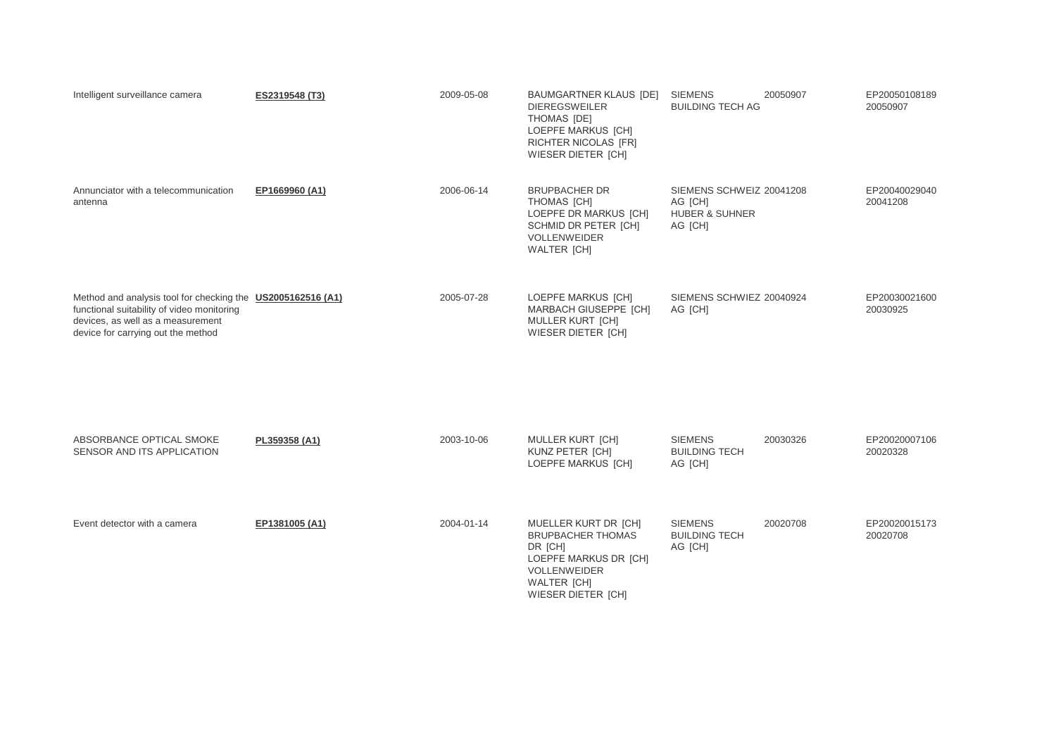| | | | | | | |
|---|---|---|---|---|---|---|
| Intelligent surveillance camera | **ES2319548 (T3)** | 2009-05-08 | BAUMGARTNER KLAUS [DE]<br>DIEREGSWEILER THOMAS [DE]<br>LOEPFE MARKUS [CH]<br>RICHTER NICOLAS [FR]<br>WIESER DIETER [CH] | SIEMENS BUILDING TECH AG | 20050907 | EP20050108189 20050907 |
| Annunciator with a telecommunication antenna | **EP1669960 (A1)** | 2006-06-14 | BRUPBACHER DR THOMAS [CH]<br>LOEPFE DR MARKUS [CH]<br>SCHMID DR PETER [CH]<br>VOLLENWEIDER WALTER [CH] | SIEMENS SCHWEIZ AG [CH]<br>HUBER & SUHNER AG [CH] | 20041208 | EP20040029040 20041208 |
| Method and analysis tool for checking the functional suitability of video monitoring devices, as well as a measurement device for carrying out the method | **US2005162516 (A1)** | 2005-07-28 | LOEPFE MARKUS [CH]<br>MARBACH GIUSEPPE [CH]<br>MULLER KURT [CH]<br>WIESER DIETER [CH] | SIEMENS SCHWIEZ AG [CH] | 20040924 | EP20030021600 20030925 |
| ABSORBANCE OPTICAL SMOKE SENSOR AND ITS APPLICATION | **PL359358 (A1)** | 2003-10-06 | MULLER KURT [CH]<br>KUNZ PETER [CH]<br>LOEPFE MARKUS [CH] | SIEMENS BUILDING TECH AG [CH] | 20030326 | EP20020007106 20020328 |
| Event detector with a camera | **EP1381005 (A1)** | 2004-01-14 | MUELLER KURT DR [CH]<br>BRUPBACHER THOMAS DR [CH]<br>LOEPFE MARKUS DR [CH]<br>VOLLENWEIDER WALTER [CH]<br>WIESER DIETER [CH] | SIEMENS BUILDING TECH AG [CH] | 20020708 | EP20020015173 20020708 |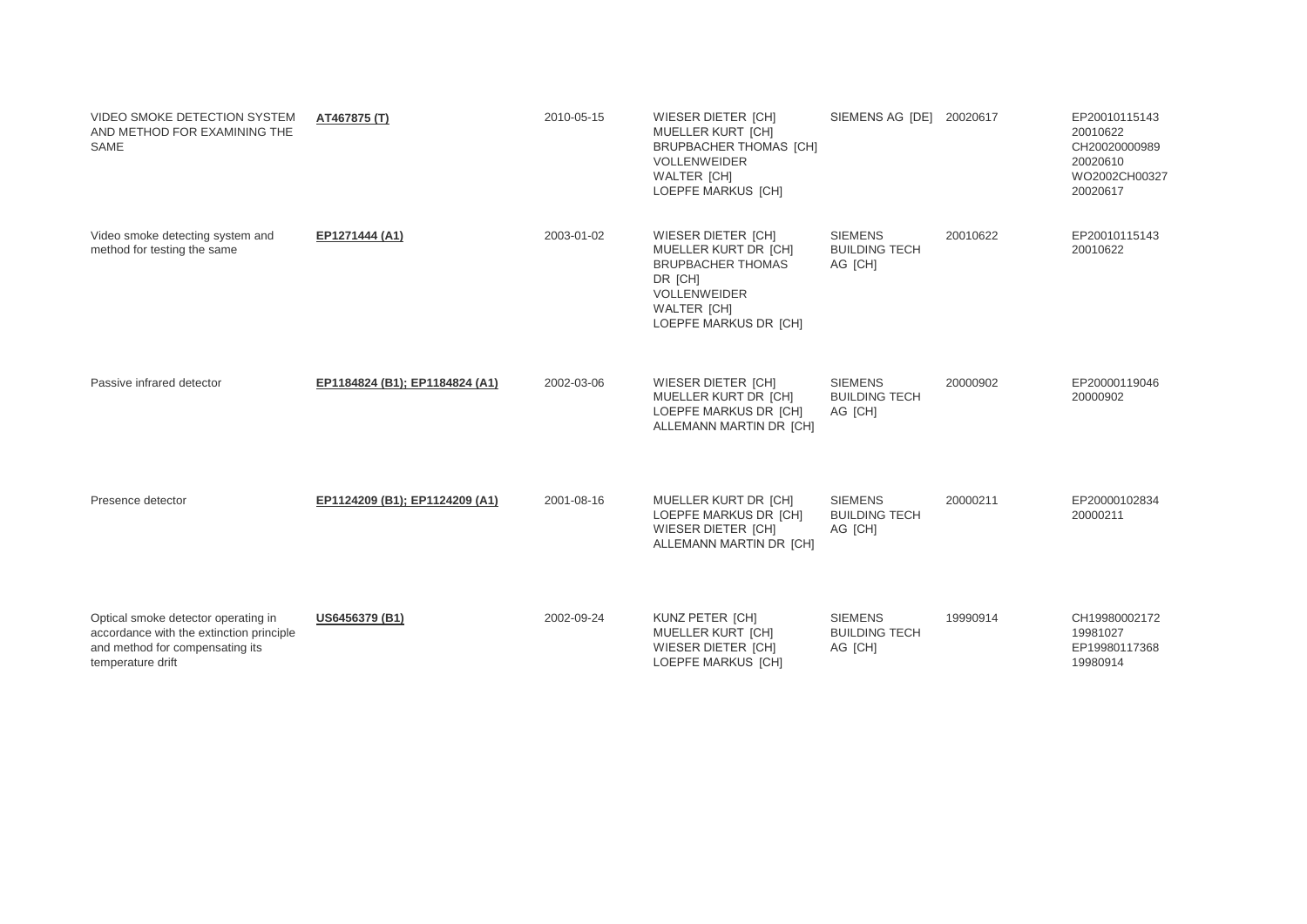| | | | | | | |
|---|---|---|---|---|---|---|
| VIDEO SMOKE DETECTION SYSTEM AND METHOD FOR EXAMINING THE SAME | **AT467875 (T)** | 2010-05-15 | WIESER DIETER [CH]<br>MUELLER KURT [CH]<br>BRUPBACHER THOMAS [CH]<br>VOLLENWEIDER WALTER [CH]<br>LOEPFE MARKUS [CH] | SIEMENS AG [DE] | 20020617 | EP20010115143 20010622<br>CH20020000989 20020610<br>WO2002CH00327 20020617 |
| Video smoke detecting system and method for testing the same | **EP1271444 (A1)** | 2003-01-02 | WIESER DIETER [CH]<br>MUELLER KURT DR [CH]<br>BRUPBACHER THOMAS DR [CH]<br>VOLLENWEIDER WALTER [CH]<br>LOEPFE MARKUS DR [CH] | SIEMENS BUILDING TECH AG [CH] | 20010622 | EP20010115143 20010622 |
| Passive infrared detector | **EP1184824 (B1); EP1184824 (A1)** | 2002-03-06 | WIESER DIETER [CH]<br>MUELLER KURT DR [CH]<br>LOEPFE MARKUS DR [CH]<br>ALLEMANN MARTIN DR [CH] | SIEMENS BUILDING TECH AG [CH] | 20000902 | EP20000119046 20000902 |
| Presence detector | **EP1124209 (B1); EP1124209 (A1)** | 2001-08-16 | MUELLER KURT DR [CH]<br>LOEPFE MARKUS DR [CH]<br>WIESER DIETER [CH]<br>ALLEMANN MARTIN DR [CH] | SIEMENS BUILDING TECH AG [CH] | 20000211 | EP20000102834 20000211 |
| Optical smoke detector operating in accordance with the extinction principle and method for compensating its temperature drift | **US6456379 (B1)** | 2002-09-24 | KUNZ PETER [CH]<br>MUELLER KURT [CH]<br>WIESER DIETER [CH]<br>LOEPFE MARKUS [CH] | SIEMENS BUILDING TECH AG [CH] | 19990914 | CH19980002172 19981027<br>EP19980117368 19980914 |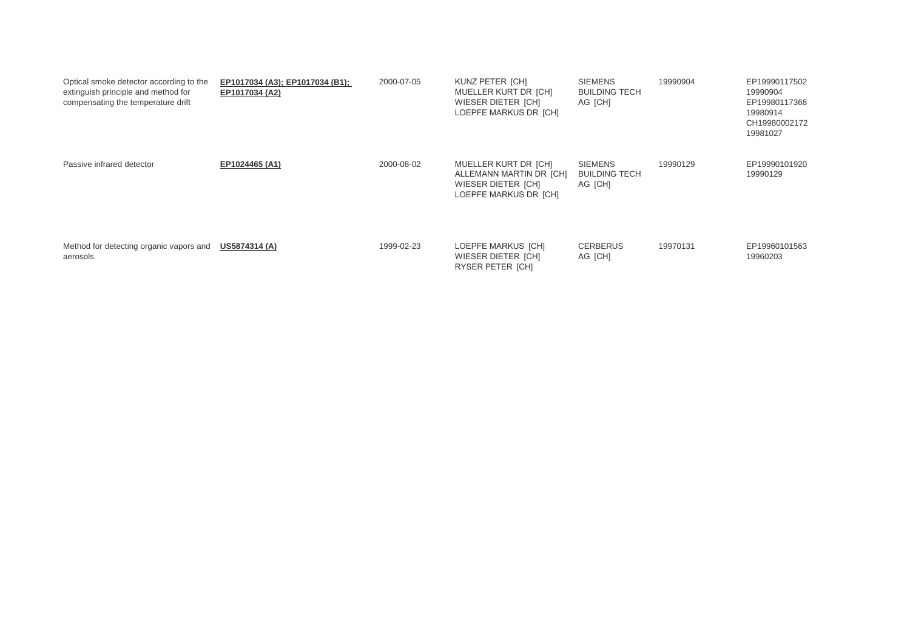| | | | | | | |
|---|---|---|---|---|---|---|
| Optical smoke detector according to the extinguish principle and method for compensating the temperature drift | **EP1017034 (A3); EP1017034 (B1); EP1017034 (A2)** | 2000-07-05 | KUNZ PETER [CH]<br>MUELLER KURT DR [CH]<br>WIESER DIETER [CH]<br>LOEPFE MARKUS DR [CH] | SIEMENS BUILDING TECH AG [CH] | 19990904 | EP19990117502 19990904<br>EP19980117368 19980914<br>CH19980002172 19981027 |
| Passive infrared detector | **EP1024465 (A1)** | 2000-08-02 | MUELLER KURT DR [CH]<br>ALLEMANN MARTIN DR [CH]<br>WIESER DIETER [CH]<br>LOEPFE MARKUS DR [CH] | SIEMENS BUILDING TECH AG [CH] | 19990129 | EP19990101920 19990129 |
| Method for detecting organic vapors and aerosols | **US5874314 (A)** | 1999-02-23 | LOEPFE MARKUS [CH]<br>WIESER DIETER [CH]<br>RYSER PETER [CH] | CERBERUS AG [CH] | 19970131 | EP19960101563 19960203 |